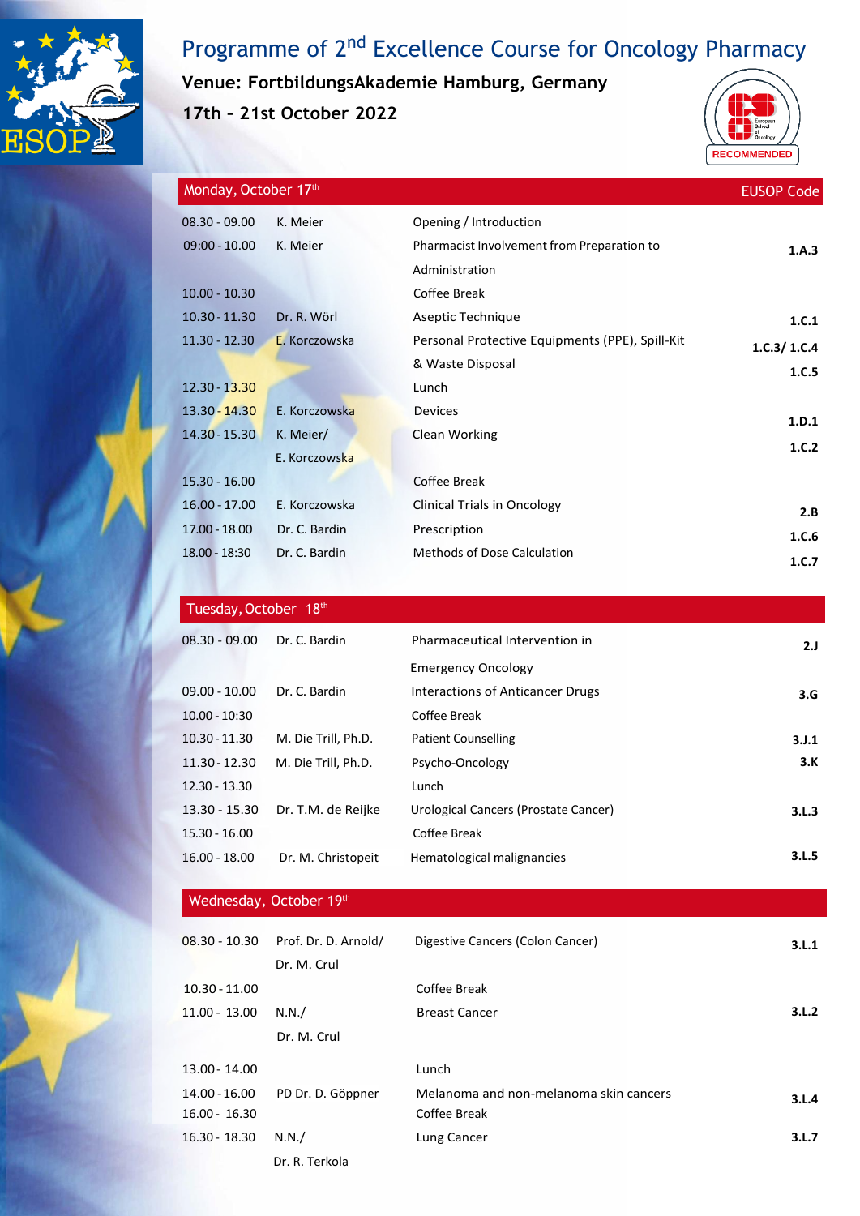# Programme of 2nd Excellence Course for Oncology Pharmacy

**Venue: FortbildungsAkademie Hamburg, Germany**

**17th – 21st October 2022**

RECOMMENDED

| Monday, October 17th | | | EUSOP Code |
|---|---|---|---|
| 08.30 - 09.00 | K. Meier | Opening / Introduction | |
| 09:00 - 10.00 | K. Meier | Pharmacist Involvement from Preparation to Administration | 1.A.3 |
| 10.00 - 10.30 | | Coffee Break | |
| 10.30 - 11.30 | Dr. R. Wörl | Aseptic Technique | 1.C.1 |
| 11.30 - 12.30 | E. Korczowska | Personal Protective Equipments (PPE), Spill-Kit & Waste Disposal | 1.C.3/ 1.C.4 1.C.5 |
| 12.30 - 13.30 | | Lunch | |
| 13.30 - 14.30 | E. Korczowska | Devices | 1.D.1 |
| 14.30 - 15.30 | K. Meier/ E. Korczowska | Clean Working | 1.C.2 |
| 15.30 - 16.00 | | Coffee Break | |
| 16.00 - 17.00 | E. Korczowska | Clinical Trials in Oncology | 2.B |
| 17.00 - 18.00 | Dr. C. Bardin | Prescription | 1.C.6 |
| 18.00 - 18:30 | Dr. C. Bardin | Methods of Dose Calculation | 1.C.7 |

| Tuesday, October 18th | | | |
|---|---|---|---|
| 08.30 - 09.00 | Dr. C. Bardin | Pharmaceutical Intervention in Emergency Oncology | 2.J |
| 09.00 - 10.00 | Dr. C. Bardin | Interactions of Anticancer Drugs | 3.G |
| 10.00 - 10:30 | | Coffee Break | |
| 10.30 - 11.30 | M. Die Trill, Ph.D. | Patient Counselling | 3.J.1 |
| 11.30 - 12.30 | M. Die Trill, Ph.D. | Psycho-Oncology | 3.K |
| 12.30 - 13.30 | | Lunch | |
| 13.30 - 15.30 | Dr. T.M. de Reijke | Urological Cancers (Prostate Cancer) | 3.L.3 |
| 15.30 - 16.00 | | Coffee Break | |
| 16.00 - 18.00 | Dr. M. Christopeit | Hematological malignancies | 3.L.5 |

| Wednesday, October 19th | | | |
|---|---|---|---|
| 08.30 - 10.30 | Prof. Dr. D. Arnold/ Dr. M. Crul | Digestive Cancers (Colon Cancer) | 3.L.1 |
| 10.30 - 11.00 | | Coffee Break | |
| 11.00 - 13.00 | N.N./ Dr. M. Crul | Breast Cancer | 3.L.2 |
| 13.00 - 14.00 | | Lunch | |
| 14.00 - 16.00 | PD Dr. D. Göppner | Melanoma and non-melanoma skin cancers | 3.L.4 |
| 16.00 - 16.30 | | Coffee Break | |
| 16.30 - 18.30 | N.N./ Dr. R. Terkola | Lung Cancer | 3.L.7 |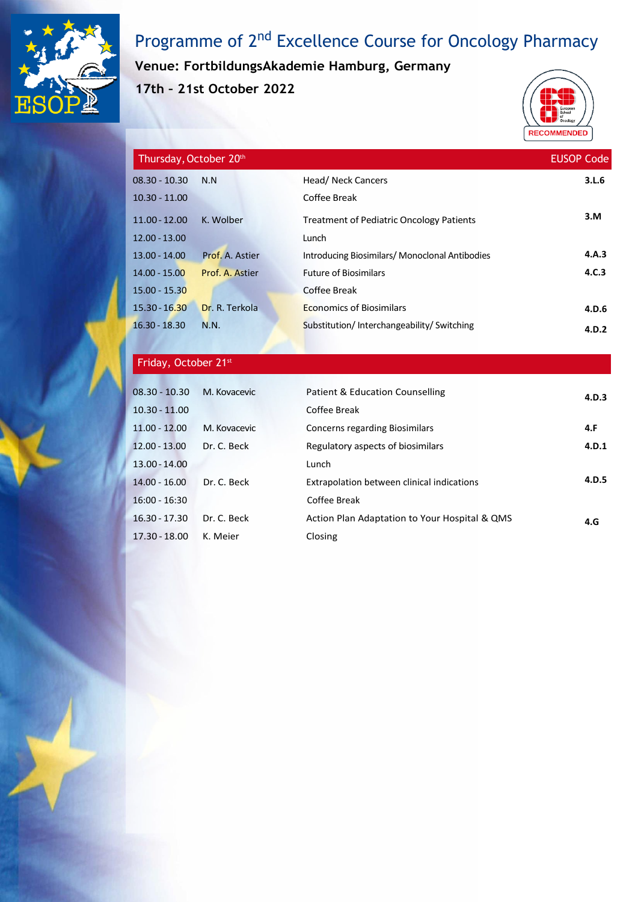# Programme of 2nd Excellence Course for Oncology Pharmacy

**Venue: FortbildungsAkademie Hamburg, Germany**

**17th – 21st October 2022**

RECOMMENDED

| Thursday, October 20th | | | EUSOP Code |
|---|---|---|---|
| 08.30 - 10.30 | N.N | Head/ Neck Cancers | **3.L.6** |
| 10.30 - 11.00 | | Coffee Break | |
| 11.00 - 12.00 | K. Wolber | Treatment of Pediatric Oncology Patients | **3.M** |
| 12.00 - 13.00 | | Lunch | |
| 13.00 - 14.00 | Prof. A. Astier | Introducing Biosimilars/ Monoclonal Antibodies | **4.A.3** |
| 14.00 - 15.00 | Prof. A. Astier | Future of Biosimilars | **4.C.3** |
| 15.00 - 15.30 | | Coffee Break | |
| 15.30 - 16.30 | Dr. R. Terkola | Economics of Biosimilars | **4.D.6** |
| 16.30 - 18.30 | N.N. | Substitution/ Interchangeability/ Switching | **4.D.2** |

| Friday, October 21st | | | |
|---|---|---|---|
| 08.30 - 10.30 | M. Kovacevic | Patient & Education Counselling | **4.D.3** |
| 10.30 - 11.00 | | Coffee Break | |
| 11.00 - 12.00 | M. Kovacevic | Concerns regarding Biosimilars | **4.F** |
| 12.00 - 13.00 | Dr. C. Beck | Regulatory aspects of biosimilars | **4.D.1** |
| 13.00 - 14.00 | | Lunch | |
| 14.00 - 16.00 | Dr. C. Beck | Extrapolation between clinical indications | **4.D.5** |
| 16:00 - 16:30 | | Coffee Break | |
| 16.30 - 17.30 | Dr. C. Beck | Action Plan Adaptation to Your Hospital & QMS | **4.G** |
| 17.30 - 18.00 | K. Meier | Closing | |